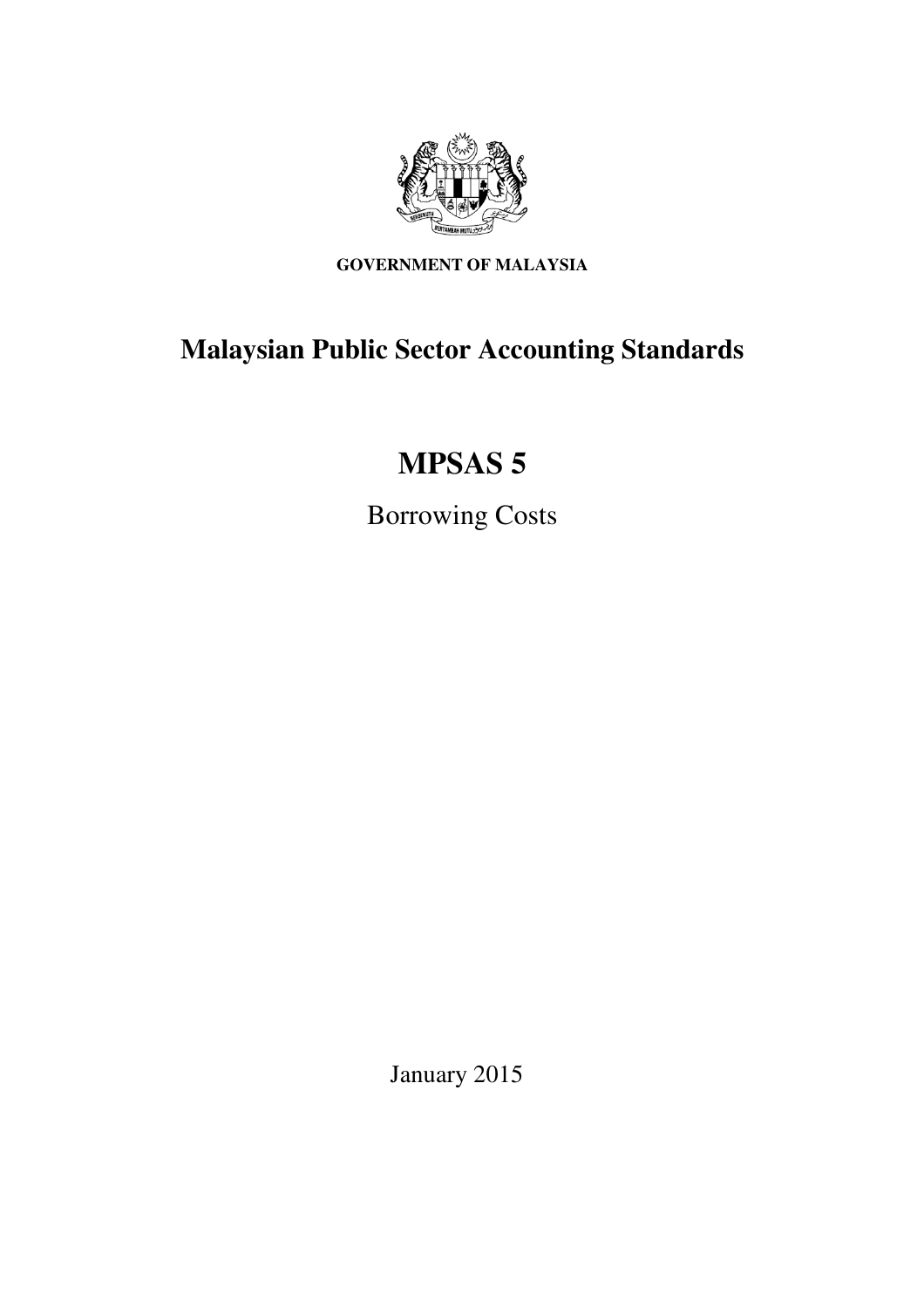**GOVERNMENT OF MALAYSIA**

# Malaysian Public Sector Accounting Standards

# MPSAS 5

Borrowing Costs

January 2015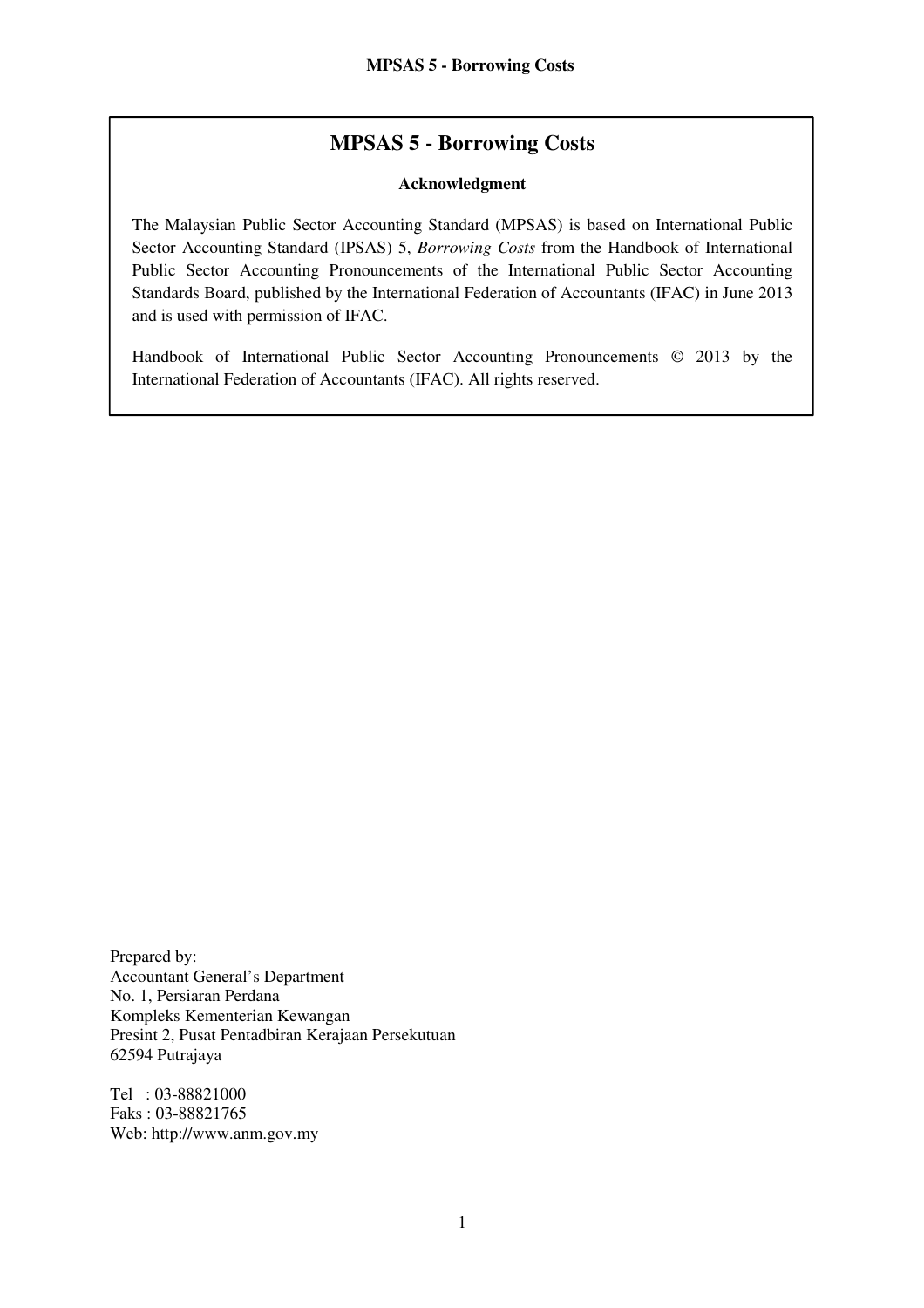# MPSAS 5 - Borrowing Costs

**Acknowledgment**

The Malaysian Public Sector Accounting Standard (MPSAS) is based on International Public Sector Accounting Standard (IPSAS) 5, *Borrowing Costs* from the Handbook of International Public Sector Accounting Pronouncements of the International Public Sector Accounting Standards Board, published by the International Federation of Accountants (IFAC) in June 2013 and is used with permission of IFAC.

Handbook of International Public Sector Accounting Pronouncements © 2013 by the International Federation of Accountants (IFAC). All rights reserved.

Prepared by:
Accountant General's Department
No. 1, Persiaran Perdana
Kompleks Kementerian Kewangan
Presint 2, Pusat Pentadbiran Kerajaan Persekutuan
62594 Putrajaya

Tel : 03-88821000
Faks : 03-88821765
Web: http://www.anm.gov.my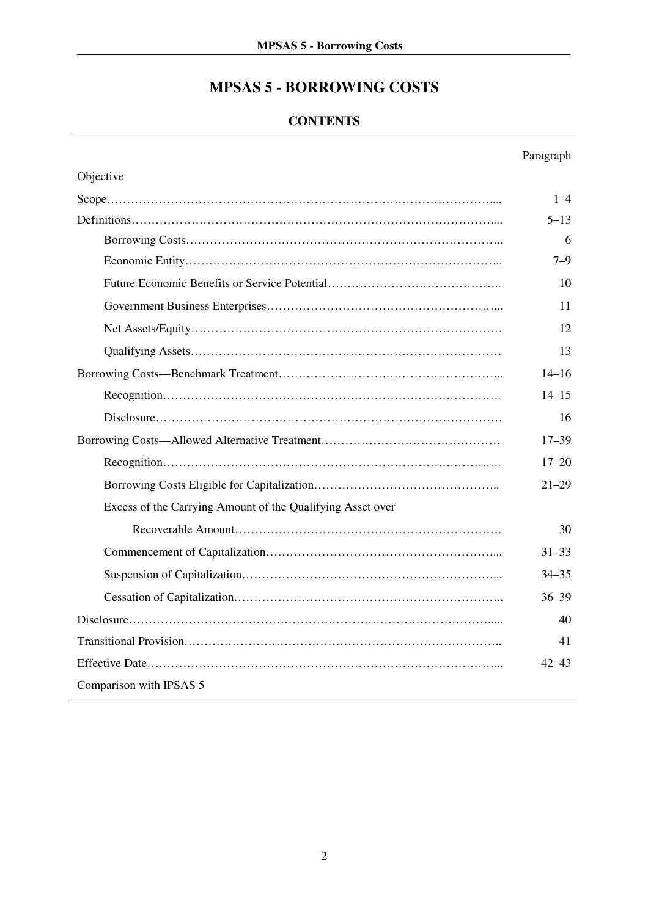# MPSAS 5 - BORROWING COSTS

## CONTENTS

| | Paragraph |
|---|---|
| Objective | |
| Scope | 1–4 |
| Definitions | 5–13 |
| Borrowing Costs | 6 |
| Economic Entity | 7–9 |
| Future Economic Benefits or Service Potential | 10 |
| Government Business Enterprises | 11 |
| Net Assets/Equity | 12 |
| Qualifying Assets | 13 |
| Borrowing Costs—Benchmark Treatment | 14–16 |
| Recognition | 14–15 |
| Disclosure | 16 |
| Borrowing Costs—Allowed Alternative Treatment | 17–39 |
| Recognition | 17–20 |
| Borrowing Costs Eligible for Capitalization | 21–29 |
| Excess of the Carrying Amount of the Qualifying Asset over Recoverable Amount | 30 |
| Commencement of Capitalization | 31–33 |
| Suspension of Capitalization | 34–35 |
| Cessation of Capitalization | 36–39 |
| Disclosure | 40 |
| Transitional Provision | 41 |
| Effective Date | 42–43 |
| Comparison with IPSAS 5 | |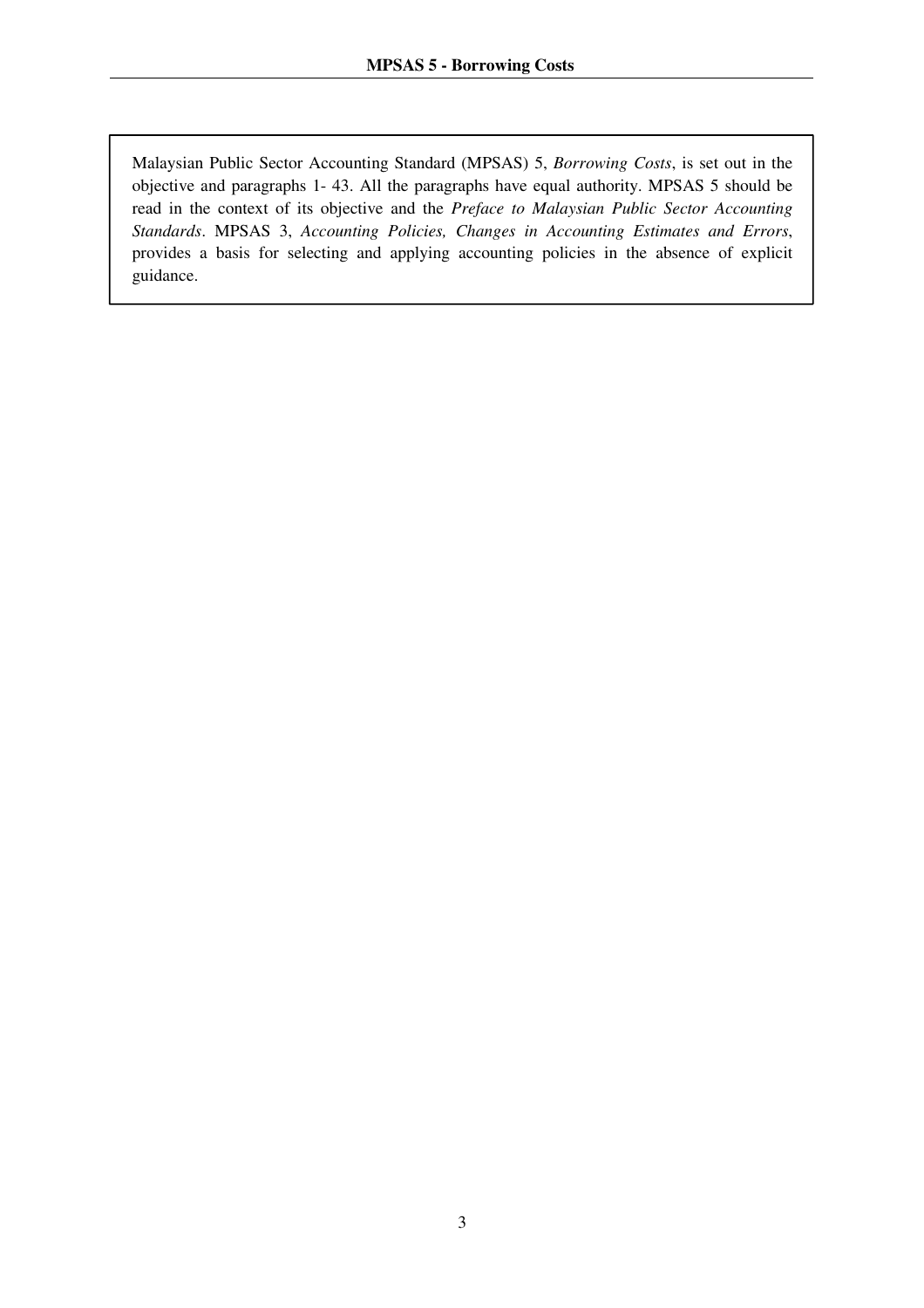Malaysian Public Sector Accounting Standard (MPSAS) 5, *Borrowing Costs*, is set out in the objective and paragraphs 1- 43. All the paragraphs have equal authority. MPSAS 5 should be read in the context of its objective and the *Preface to Malaysian Public Sector Accounting Standards*. MPSAS 3, *Accounting Policies, Changes in Accounting Estimates and Errors*, provides a basis for selecting and applying accounting policies in the absence of explicit guidance.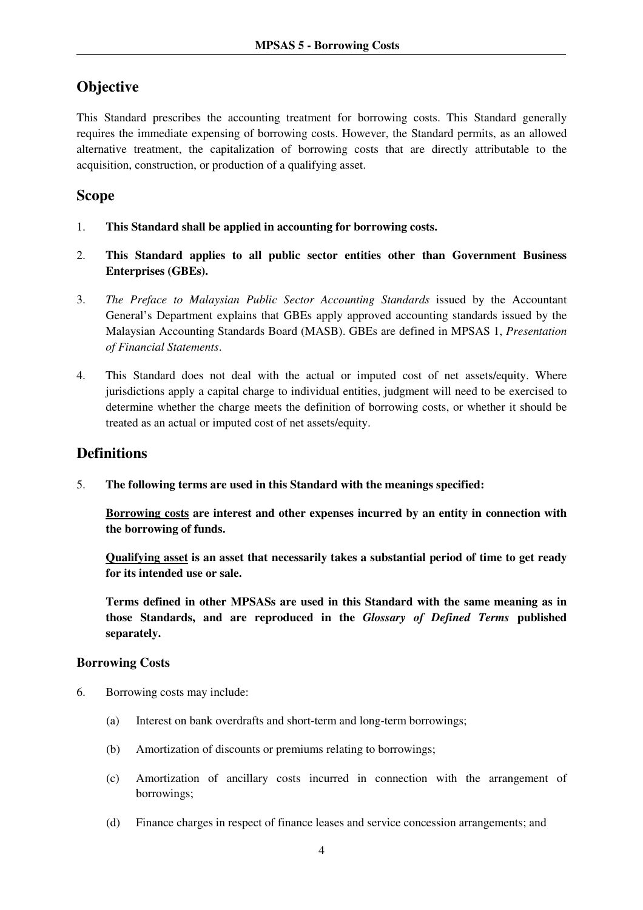## Objective

This Standard prescribes the accounting treatment for borrowing costs. This Standard generally requires the immediate expensing of borrowing costs. However, the Standard permits, as an allowed alternative treatment, the capitalization of borrowing costs that are directly attributable to the acquisition, construction, or production of a qualifying asset.

## Scope

1. **This Standard shall be applied in accounting for borrowing costs.**

2. **This Standard applies to all public sector entities other than Government Business Enterprises (GBEs).**

3. *The Preface to Malaysian Public Sector Accounting Standards* issued by the Accountant General's Department explains that GBEs apply approved accounting standards issued by the Malaysian Accounting Standards Board (MASB). GBEs are defined in MPSAS 1, *Presentation of Financial Statements*.

4. This Standard does not deal with the actual or imputed cost of net assets/equity. Where jurisdictions apply a capital charge to individual entities, judgment will need to be exercised to determine whether the charge meets the definition of borrowing costs, or whether it should be treated as an actual or imputed cost of net assets/equity.

## Definitions

5. **The following terms are used in this Standard with the meanings specified:**

   **<u>Borrowing costs</u> are interest and other expenses incurred by an entity in connection with the borrowing of funds.**

   **<u>Qualifying asset</u> is an asset that necessarily takes a substantial period of time to get ready for its intended use or sale.**

   **Terms defined in other MPSASs are used in this Standard with the same meaning as in those Standards, and are reproduced in the *Glossary of Defined Terms* published separately.**

### Borrowing Costs

6. Borrowing costs may include:

   (a) Interest on bank overdrafts and short-term and long-term borrowings;

   (b) Amortization of discounts or premiums relating to borrowings;

   (c) Amortization of ancillary costs incurred in connection with the arrangement of borrowings;

   (d) Finance charges in respect of finance leases and service concession arrangements; and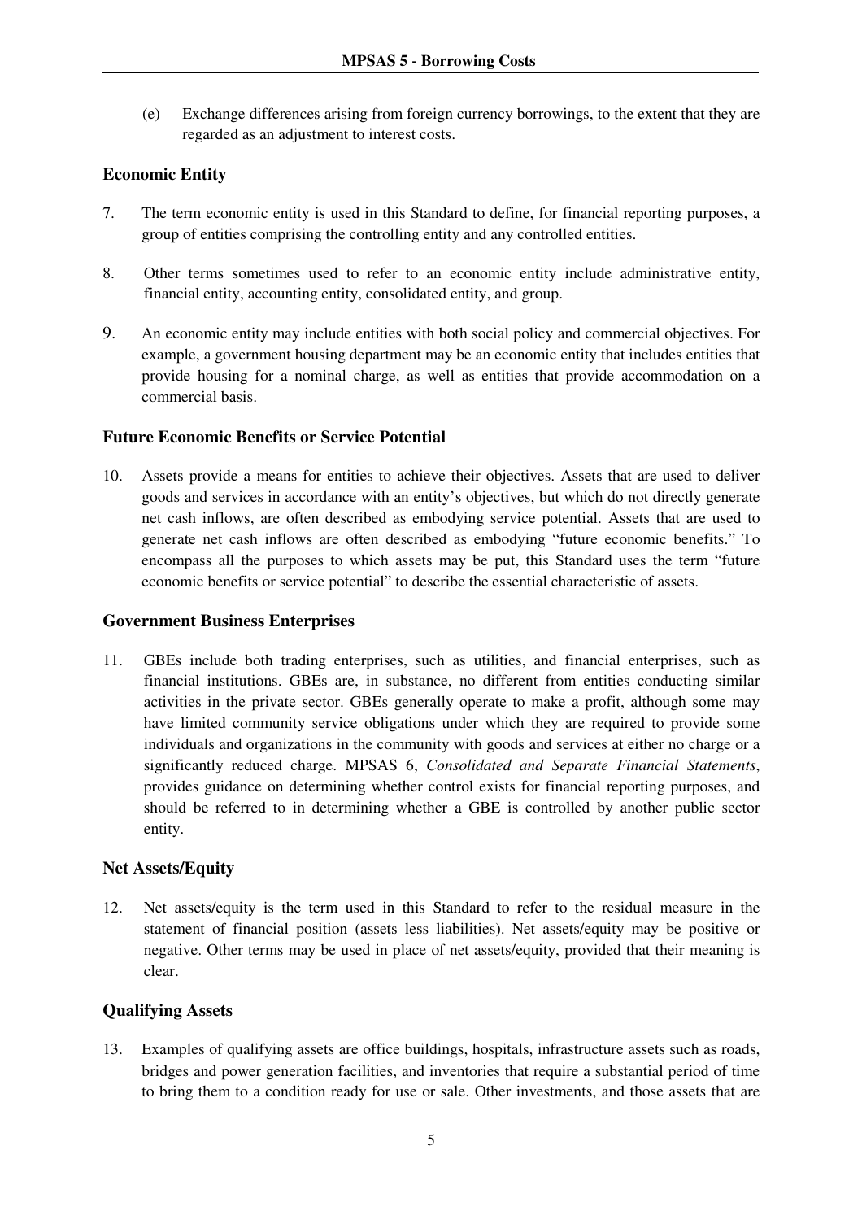(e) Exchange differences arising from foreign currency borrowings, to the extent that they are regarded as an adjustment to interest costs.

### Economic Entity

7. The term economic entity is used in this Standard to define, for financial reporting purposes, a group of entities comprising the controlling entity and any controlled entities.

8. Other terms sometimes used to refer to an economic entity include administrative entity, financial entity, accounting entity, consolidated entity, and group.

9. An economic entity may include entities with both social policy and commercial objectives. For example, a government housing department may be an economic entity that includes entities that provide housing for a nominal charge, as well as entities that provide accommodation on a commercial basis.

### Future Economic Benefits or Service Potential

10. Assets provide a means for entities to achieve their objectives. Assets that are used to deliver goods and services in accordance with an entity's objectives, but which do not directly generate net cash inflows, are often described as embodying service potential. Assets that are used to generate net cash inflows are often described as embodying "future economic benefits." To encompass all the purposes to which assets may be put, this Standard uses the term "future economic benefits or service potential" to describe the essential characteristic of assets.

### Government Business Enterprises

11. GBEs include both trading enterprises, such as utilities, and financial enterprises, such as financial institutions. GBEs are, in substance, no different from entities conducting similar activities in the private sector. GBEs generally operate to make a profit, although some may have limited community service obligations under which they are required to provide some individuals and organizations in the community with goods and services at either no charge or a significantly reduced charge. MPSAS 6, *Consolidated and Separate Financial Statements*, provides guidance on determining whether control exists for financial reporting purposes, and should be referred to in determining whether a GBE is controlled by another public sector entity.

### Net Assets/Equity

12. Net assets/equity is the term used in this Standard to refer to the residual measure in the statement of financial position (assets less liabilities). Net assets/equity may be positive or negative. Other terms may be used in place of net assets/equity, provided that their meaning is clear.

### Qualifying Assets

13. Examples of qualifying assets are office buildings, hospitals, infrastructure assets such as roads, bridges and power generation facilities, and inventories that require a substantial period of time to bring them to a condition ready for use or sale. Other investments, and those assets that are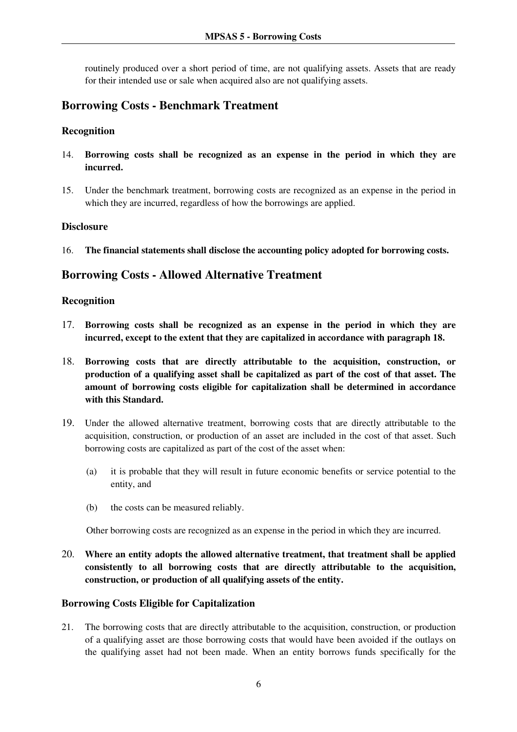routinely produced over a short period of time, are not qualifying assets. Assets that are ready for their intended use or sale when acquired also are not qualifying assets.

## Borrowing Costs - Benchmark Treatment

### Recognition

14. **Borrowing costs shall be recognized as an expense in the period in which they are incurred.**

15. Under the benchmark treatment, borrowing costs are recognized as an expense in the period in which they are incurred, regardless of how the borrowings are applied.

### Disclosure

16. **The financial statements shall disclose the accounting policy adopted for borrowing costs.**

## Borrowing Costs - Allowed Alternative Treatment

### Recognition

17. **Borrowing costs shall be recognized as an expense in the period in which they are incurred, except to the extent that they are capitalized in accordance with paragraph 18.**

18. **Borrowing costs that are directly attributable to the acquisition, construction, or production of a qualifying asset shall be capitalized as part of the cost of that asset. The amount of borrowing costs eligible for capitalization shall be determined in accordance with this Standard.**

19. Under the allowed alternative treatment, borrowing costs that are directly attributable to the acquisition, construction, or production of an asset are included in the cost of that asset. Such borrowing costs are capitalized as part of the cost of the asset when:

    (a) it is probable that they will result in future economic benefits or service potential to the entity, and

    (b) the costs can be measured reliably.

    Other borrowing costs are recognized as an expense in the period in which they are incurred.

20. **Where an entity adopts the allowed alternative treatment, that treatment shall be applied consistently to all borrowing costs that are directly attributable to the acquisition, construction, or production of all qualifying assets of the entity.**

### Borrowing Costs Eligible for Capitalization

21. The borrowing costs that are directly attributable to the acquisition, construction, or production of a qualifying asset are those borrowing costs that would have been avoided if the outlays on the qualifying asset had not been made. When an entity borrows funds specifically for the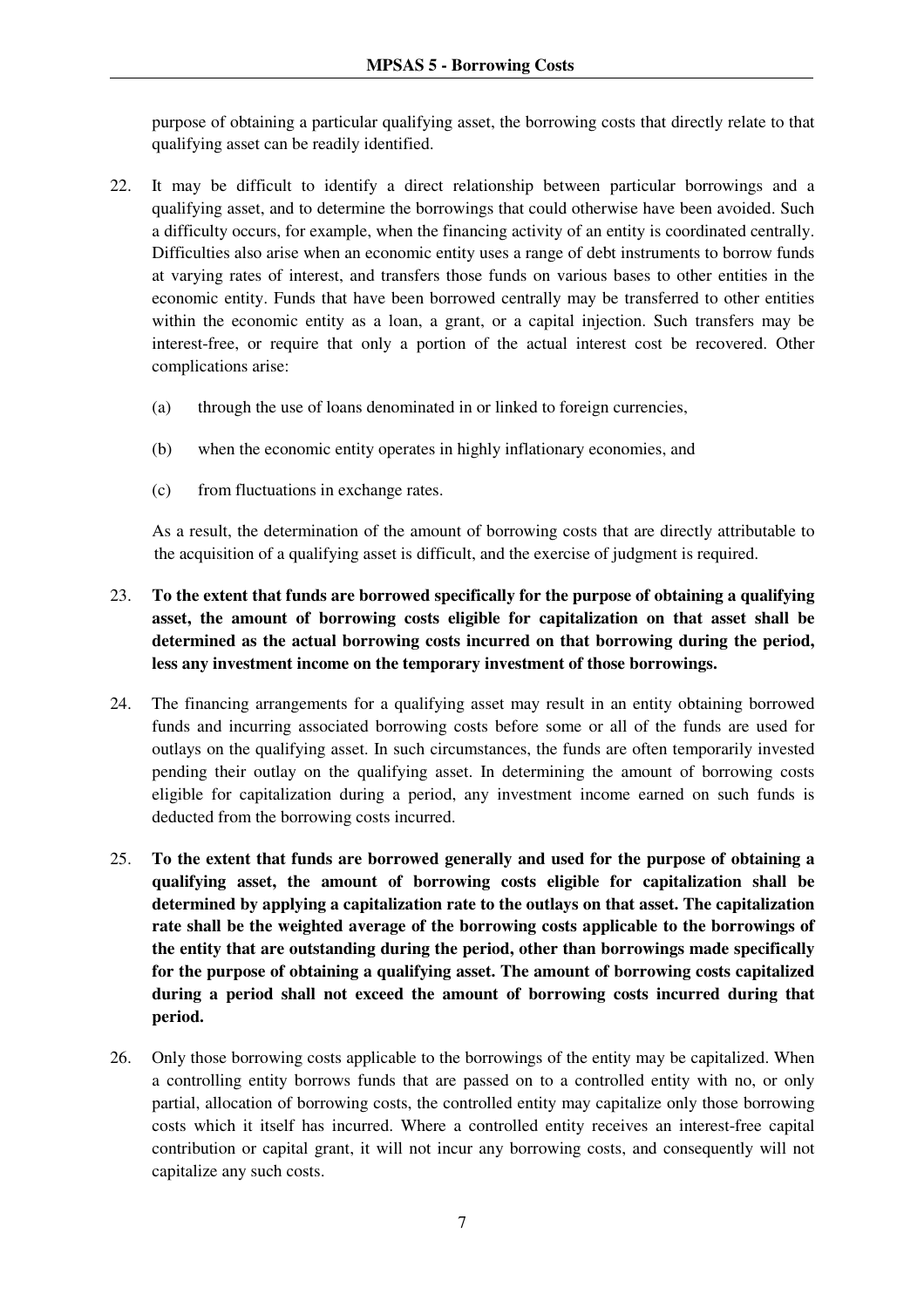purpose of obtaining a particular qualifying asset, the borrowing costs that directly relate to that qualifying asset can be readily identified.

22. It may be difficult to identify a direct relationship between particular borrowings and a qualifying asset, and to determine the borrowings that could otherwise have been avoided. Such a difficulty occurs, for example, when the financing activity of an entity is coordinated centrally. Difficulties also arise when an economic entity uses a range of debt instruments to borrow funds at varying rates of interest, and transfers those funds on various bases to other entities in the economic entity. Funds that have been borrowed centrally may be transferred to other entities within the economic entity as a loan, a grant, or a capital injection. Such transfers may be interest-free, or require that only a portion of the actual interest cost be recovered. Other complications arise:

    (a) through the use of loans denominated in or linked to foreign currencies,

    (b) when the economic entity operates in highly inflationary economies, and

    (c) from fluctuations in exchange rates.

    As a result, the determination of the amount of borrowing costs that are directly attributable to the acquisition of a qualifying asset is difficult, and the exercise of judgment is required.

23. **To the extent that funds are borrowed specifically for the purpose of obtaining a qualifying asset, the amount of borrowing costs eligible for capitalization on that asset shall be determined as the actual borrowing costs incurred on that borrowing during the period, less any investment income on the temporary investment of those borrowings.**

24. The financing arrangements for a qualifying asset may result in an entity obtaining borrowed funds and incurring associated borrowing costs before some or all of the funds are used for outlays on the qualifying asset. In such circumstances, the funds are often temporarily invested pending their outlay on the qualifying asset. In determining the amount of borrowing costs eligible for capitalization during a period, any investment income earned on such funds is deducted from the borrowing costs incurred.

25. **To the extent that funds are borrowed generally and used for the purpose of obtaining a qualifying asset, the amount of borrowing costs eligible for capitalization shall be determined by applying a capitalization rate to the outlays on that asset. The capitalization rate shall be the weighted average of the borrowing costs applicable to the borrowings of the entity that are outstanding during the period, other than borrowings made specifically for the purpose of obtaining a qualifying asset. The amount of borrowing costs capitalized during a period shall not exceed the amount of borrowing costs incurred during that period.**

26. Only those borrowing costs applicable to the borrowings of the entity may be capitalized. When a controlling entity borrows funds that are passed on to a controlled entity with no, or only partial, allocation of borrowing costs, the controlled entity may capitalize only those borrowing costs which it itself has incurred. Where a controlled entity receives an interest-free capital contribution or capital grant, it will not incur any borrowing costs, and consequently will not capitalize any such costs.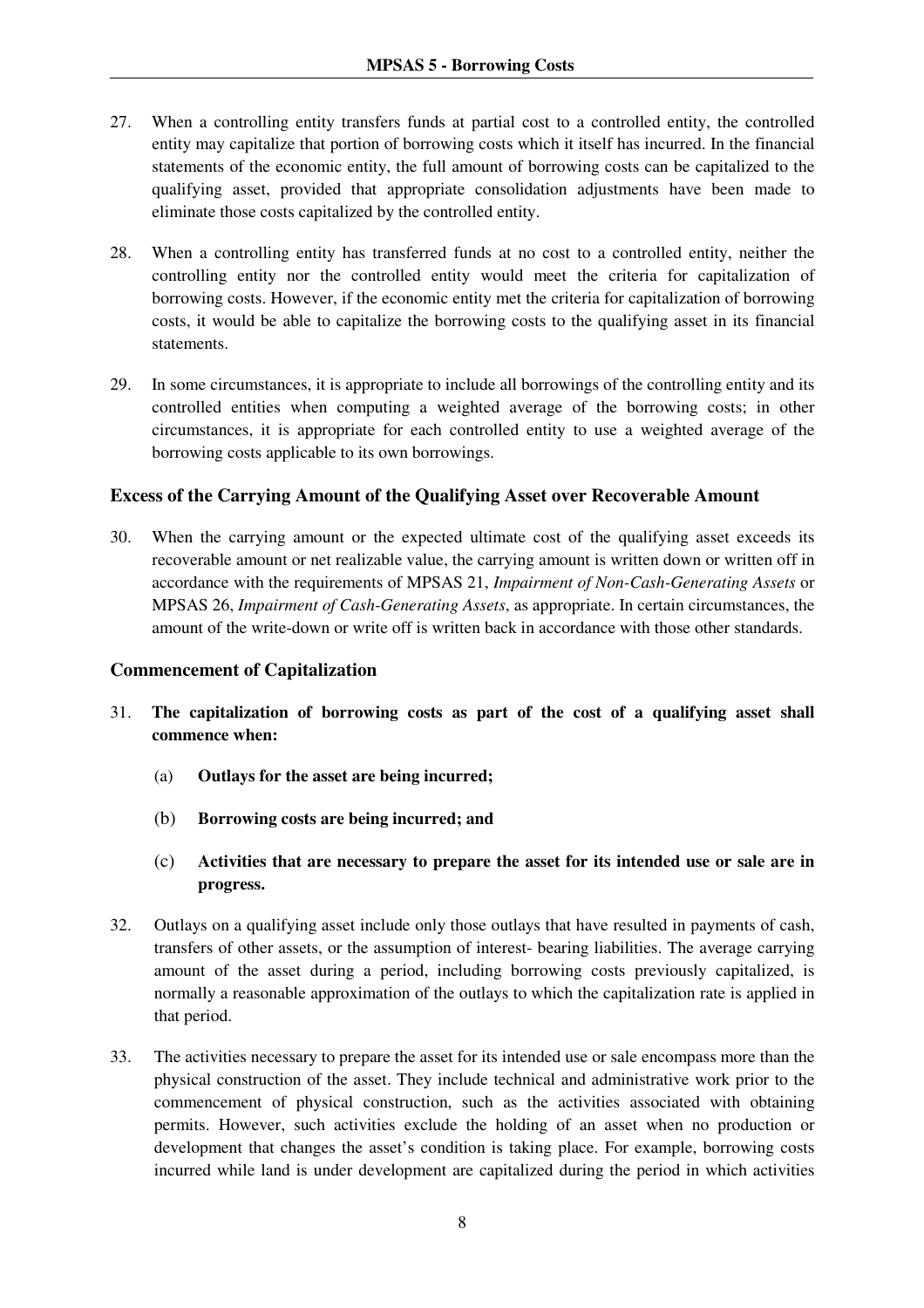27. When a controlling entity transfers funds at partial cost to a controlled entity, the controlled entity may capitalize that portion of borrowing costs which it itself has incurred. In the financial statements of the economic entity, the full amount of borrowing costs can be capitalized to the qualifying asset, provided that appropriate consolidation adjustments have been made to eliminate those costs capitalized by the controlled entity.

28. When a controlling entity has transferred funds at no cost to a controlled entity, neither the controlling entity nor the controlled entity would meet the criteria for capitalization of borrowing costs. However, if the economic entity met the criteria for capitalization of borrowing costs, it would be able to capitalize the borrowing costs to the qualifying asset in its financial statements.

29. In some circumstances, it is appropriate to include all borrowings of the controlling entity and its controlled entities when computing a weighted average of the borrowing costs; in other circumstances, it is appropriate for each controlled entity to use a weighted average of the borrowing costs applicable to its own borrowings.

### Excess of the Carrying Amount of the Qualifying Asset over Recoverable Amount

30. When the carrying amount or the expected ultimate cost of the qualifying asset exceeds its recoverable amount or net realizable value, the carrying amount is written down or written off in accordance with the requirements of MPSAS 21, *Impairment of Non-Cash-Generating Assets* or MPSAS 26, *Impairment of Cash-Generating Assets*, as appropriate. In certain circumstances, the amount of the write-down or write off is written back in accordance with those other standards.

### Commencement of Capitalization

31. **The capitalization of borrowing costs as part of the cost of a qualifying asset shall commence when:**

    (a) **Outlays for the asset are being incurred;**

    (b) **Borrowing costs are being incurred; and**

    (c) **Activities that are necessary to prepare the asset for its intended use or sale are in progress.**

32. Outlays on a qualifying asset include only those outlays that have resulted in payments of cash, transfers of other assets, or the assumption of interest- bearing liabilities. The average carrying amount of the asset during a period, including borrowing costs previously capitalized, is normally a reasonable approximation of the outlays to which the capitalization rate is applied in that period.

33. The activities necessary to prepare the asset for its intended use or sale encompass more than the physical construction of the asset. They include technical and administrative work prior to the commencement of physical construction, such as the activities associated with obtaining permits. However, such activities exclude the holding of an asset when no production or development that changes the asset's condition is taking place. For example, borrowing costs incurred while land is under development are capitalized during the period in which activities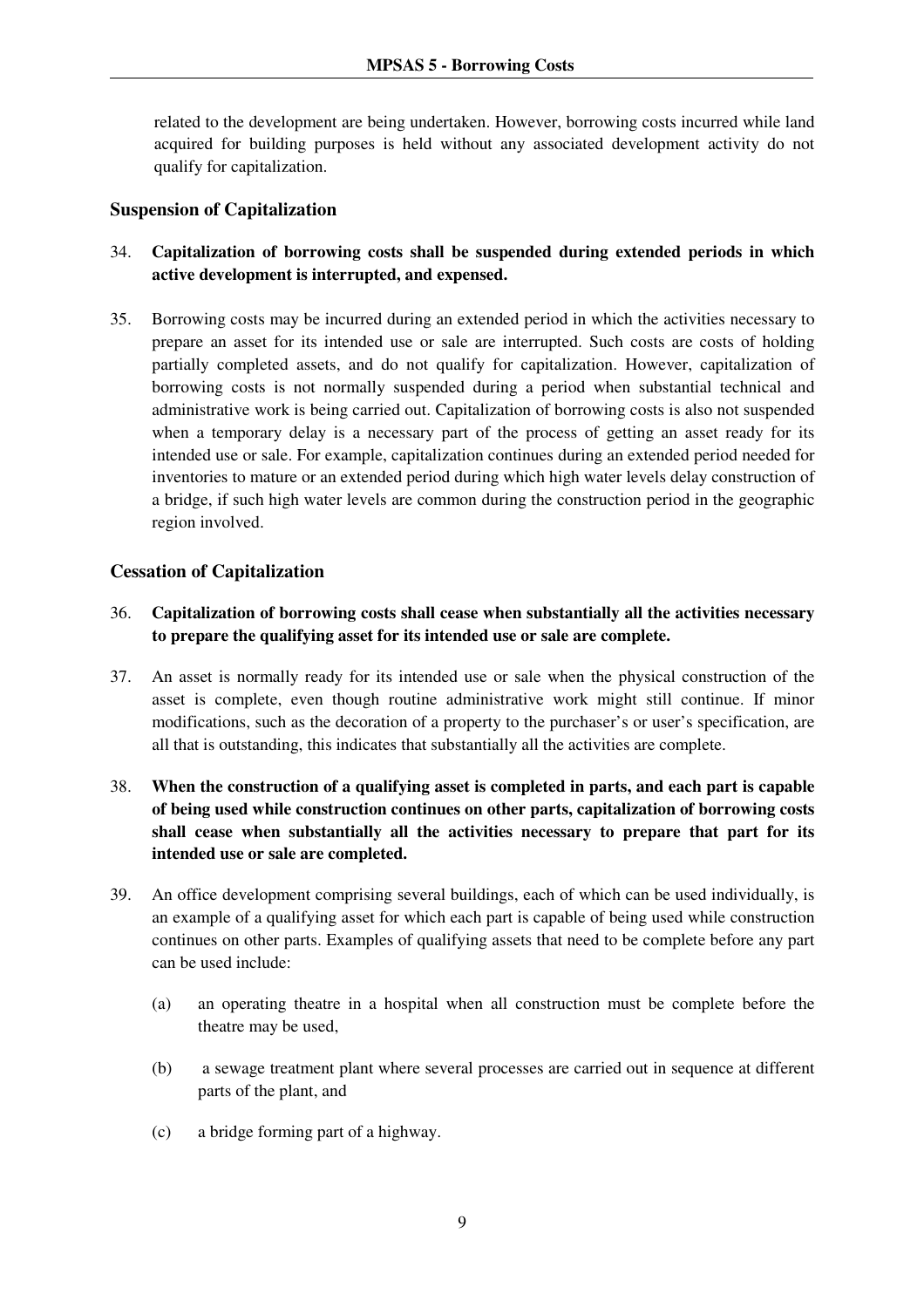related to the development are being undertaken. However, borrowing costs incurred while land acquired for building purposes is held without any associated development activity do not qualify for capitalization.

### Suspension of Capitalization

34. **Capitalization of borrowing costs shall be suspended during extended periods in which active development is interrupted, and expensed.**

35. Borrowing costs may be incurred during an extended period in which the activities necessary to prepare an asset for its intended use or sale are interrupted. Such costs are costs of holding partially completed assets, and do not qualify for capitalization. However, capitalization of borrowing costs is not normally suspended during a period when substantial technical and administrative work is being carried out. Capitalization of borrowing costs is also not suspended when a temporary delay is a necessary part of the process of getting an asset ready for its intended use or sale. For example, capitalization continues during an extended period needed for inventories to mature or an extended period during which high water levels delay construction of a bridge, if such high water levels are common during the construction period in the geographic region involved.

### Cessation of Capitalization

36. **Capitalization of borrowing costs shall cease when substantially all the activities necessary to prepare the qualifying asset for its intended use or sale are complete.**

37. An asset is normally ready for its intended use or sale when the physical construction of the asset is complete, even though routine administrative work might still continue. If minor modifications, such as the decoration of a property to the purchaser's or user's specification, are all that is outstanding, this indicates that substantially all the activities are complete.

38. **When the construction of a qualifying asset is completed in parts, and each part is capable of being used while construction continues on other parts, capitalization of borrowing costs shall cease when substantially all the activities necessary to prepare that part for its intended use or sale are completed.**

39. An office development comprising several buildings, each of which can be used individually, is an example of a qualifying asset for which each part is capable of being used while construction continues on other parts. Examples of qualifying assets that need to be complete before any part can be used include:

    (a) an operating theatre in a hospital when all construction must be complete before the theatre may be used,

    (b) a sewage treatment plant where several processes are carried out in sequence at different parts of the plant, and

    (c) a bridge forming part of a highway.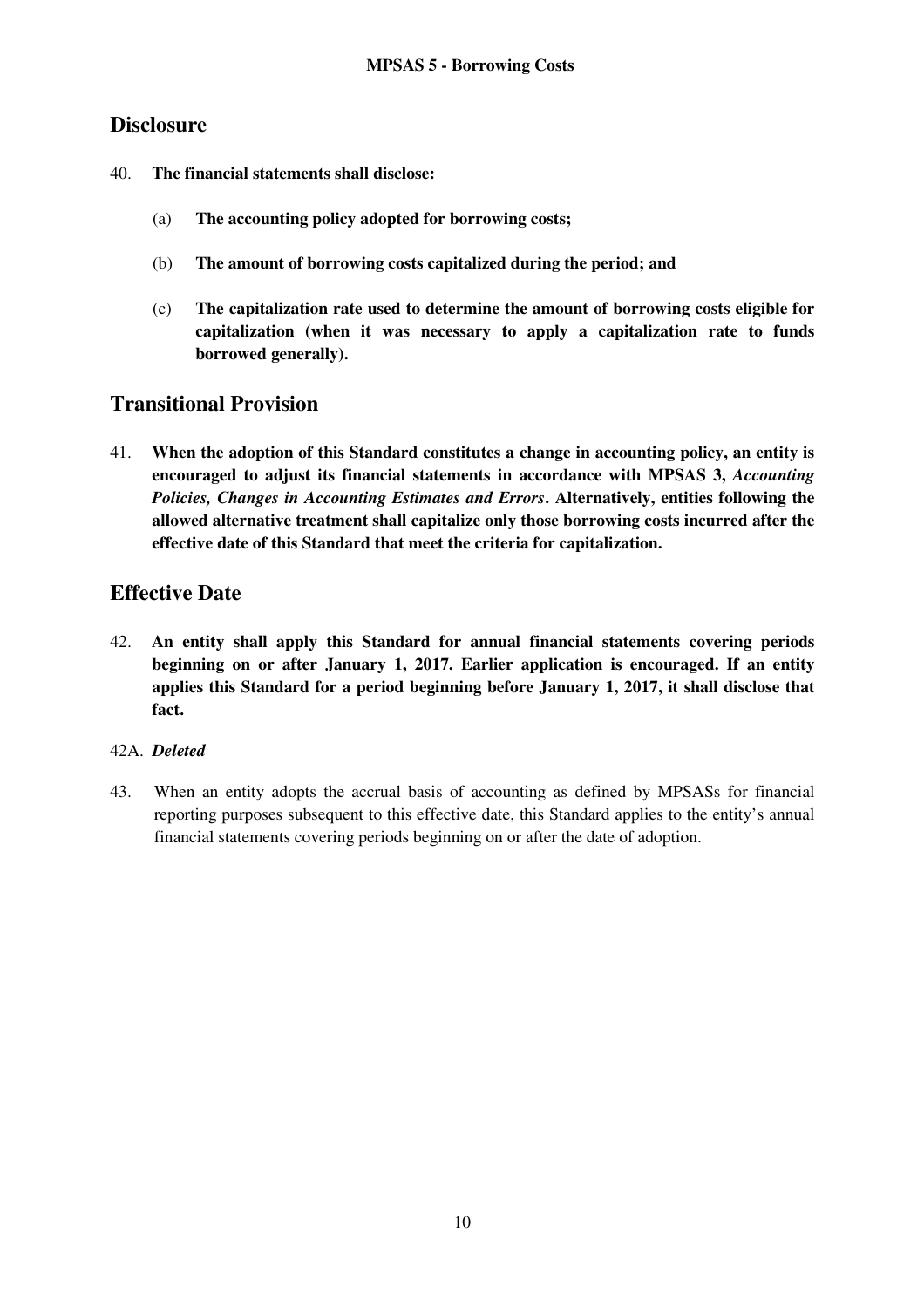## Disclosure

40. **The financial statements shall disclose:**

    (a) **The accounting policy adopted for borrowing costs;**

    (b) **The amount of borrowing costs capitalized during the period; and**

    (c) **The capitalization rate used to determine the amount of borrowing costs eligible for capitalization (when it was necessary to apply a capitalization rate to funds borrowed generally).**

## Transitional Provision

41. **When the adoption of this Standard constitutes a change in accounting policy, an entity is encouraged to adjust its financial statements in accordance with MPSAS 3, *Accounting Policies, Changes in Accounting Estimates and Errors*. Alternatively, entities following the allowed alternative treatment shall capitalize only those borrowing costs incurred after the effective date of this Standard that meet the criteria for capitalization.**

## Effective Date

42. **An entity shall apply this Standard for annual financial statements covering periods beginning on or after January 1, 2017. Earlier application is encouraged. If an entity applies this Standard for a period beginning before January 1, 2017, it shall disclose that fact.**

42A. ***Deleted***

43. When an entity adopts the accrual basis of accounting as defined by MPSASs for financial reporting purposes subsequent to this effective date, this Standard applies to the entity's annual financial statements covering periods beginning on or after the date of adoption.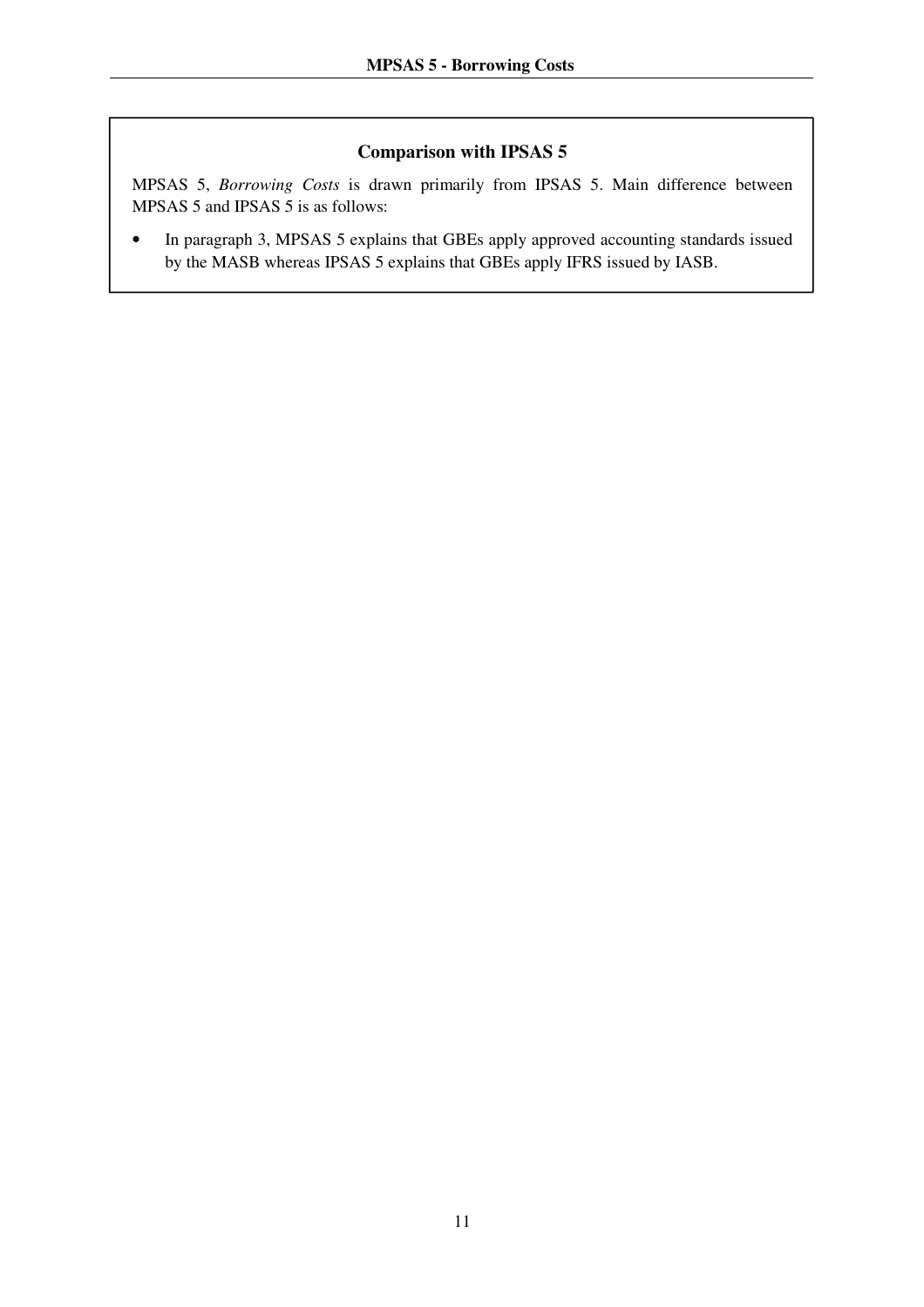## Comparison with IPSAS 5

MPSAS 5, *Borrowing Costs* is drawn primarily from IPSAS 5. Main difference between MPSAS 5 and IPSAS 5 is as follows:

- In paragraph 3, MPSAS 5 explains that GBEs apply approved accounting standards issued by the MASB whereas IPSAS 5 explains that GBEs apply IFRS issued by IASB.